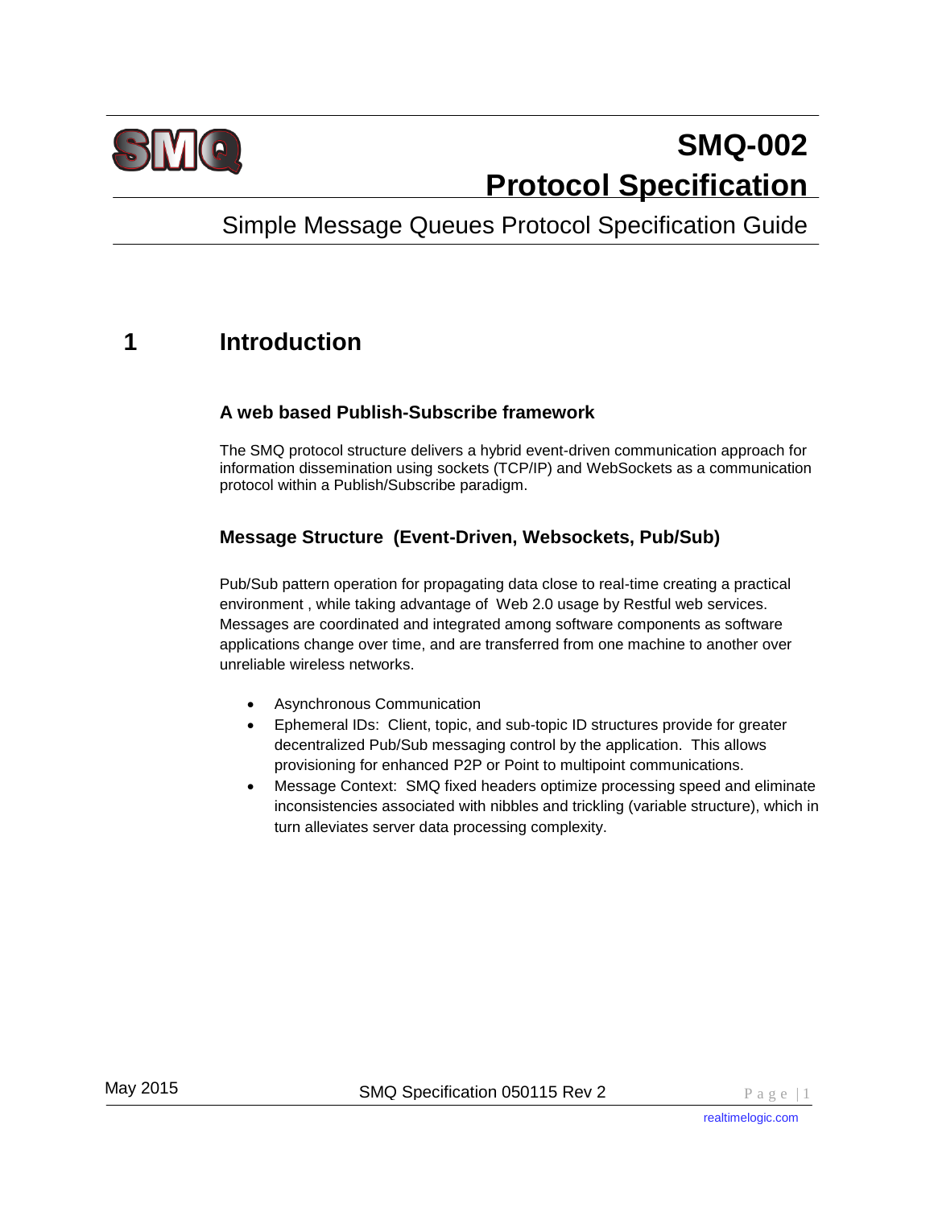SMQ

# SMQ-002
# Protocol Specification

Simple Message Queues Protocol Specification Guide

## 1 Introduction

### A web based Publish-Subscribe framework

The SMQ protocol structure delivers a hybrid event-driven communication approach for information dissemination using sockets (TCP/IP) and WebSockets as a communication protocol within a Publish/Subscribe paradigm.

### Message Structure (Event-Driven, Websockets, Pub/Sub)

Pub/Sub pattern operation for propagating data close to real-time creating a practical environment , while taking advantage of Web 2.0 usage by Restful web services. Messages are coordinated and integrated among software components as software applications change over time, and are transferred from one machine to another over unreliable wireless networks.

- Asynchronous Communication
- Ephemeral IDs: Client, topic, and sub-topic ID structures provide for greater decentralized Pub/Sub messaging control by the application. This allows provisioning for enhanced P2P or Point to multipoint communications.
- Message Context: SMQ fixed headers optimize processing speed and eliminate inconsistencies associated with nibbles and trickling (variable structure), which in turn alleviates server data processing complexity.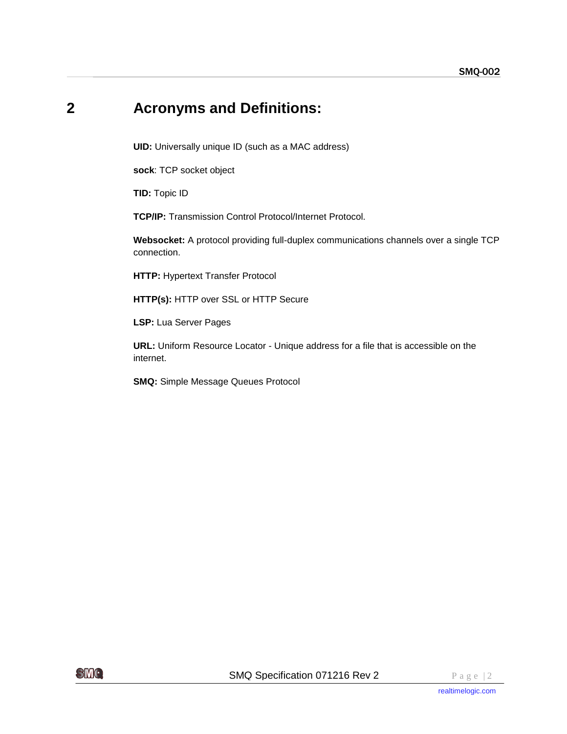# 2 Acronyms and Definitions:

**UID:** Universally unique ID (such as a MAC address)

**sock**: TCP socket object

**TID:** Topic ID

**TCP/IP:** Transmission Control Protocol/Internet Protocol.

**Websocket:** A protocol providing full-duplex communications channels over a single TCP connection.

**HTTP:** Hypertext Transfer Protocol

**HTTP(s):** HTTP over SSL or HTTP Secure

**LSP:** Lua Server Pages

**URL:** Uniform Resource Locator - Unique address for a file that is accessible on the internet.

**SMQ:** Simple Message Queues Protocol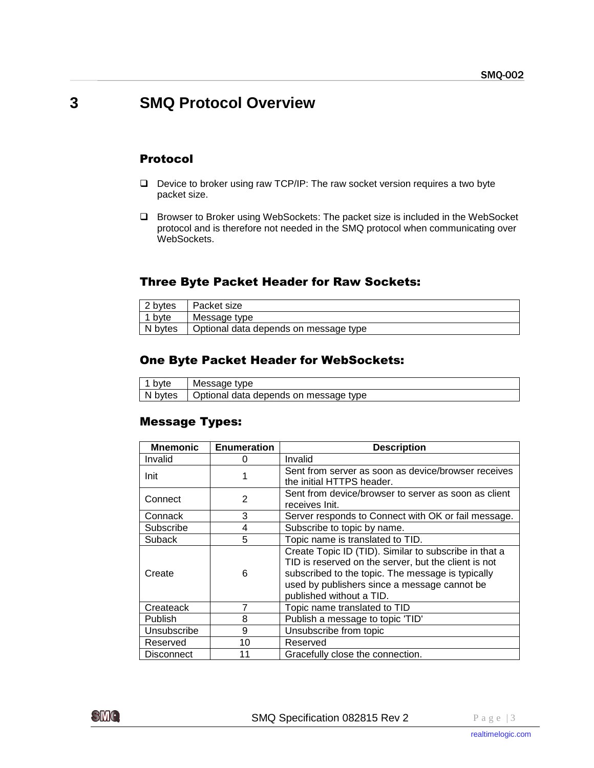# 3 SMQ Protocol Overview

## Protocol

- Device to broker using raw TCP/IP: The raw socket version requires a two byte packet size.
- Browser to Broker using WebSockets: The packet size is included in the WebSocket protocol and is therefore not needed in the SMQ protocol when communicating over WebSockets.

### Three Byte Packet Header for Raw Sockets:

| | |
|---|---|
| 2 bytes | Packet size |
| 1 byte | Message type |
| N bytes | Optional data depends on message type |

### One Byte Packet Header for WebSockets:

| | |
|---|---|
| 1 byte | Message type |
| N bytes | Optional data depends on message type |

### Message Types:

| Mnemonic | Enumeration | Description |
|---|---|---|
| Invalid | 0 | Invalid |
| Init | 1 | Sent from server as soon as device/browser receives the initial HTTPS header. |
| Connect | 2 | Sent from device/browser to server as soon as client receives Init. |
| Connack | 3 | Server responds to Connect with OK or fail message. |
| Subscribe | 4 | Subscribe to topic by name. |
| Suback | 5 | Topic name is translated to TID. |
| Create | 6 | Create Topic ID (TID). Similar to subscribe in that a TID is reserved on the server, but the client is not subscribed to the topic. The message is typically used by publishers since a message cannot be published without a TID. |
| Createack | 7 | Topic name translated to TID |
| Publish | 8 | Publish a message to topic 'TID' |
| Unsubscribe | 9 | Unsubscribe from topic |
| Reserved | 10 | Reserved |
| Disconnect | 11 | Gracefully close the connection. |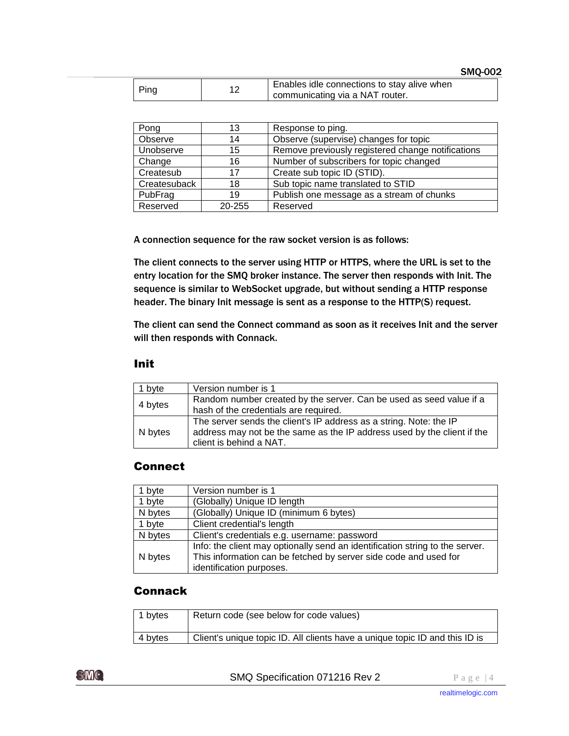| Ping | 12 | Enables idle connections to stay alive when communicating via a NAT router. |
|---|---|---|
| Pong | 13 | Response to ping. |
| Observe | 14 | Observe (supervise) changes for topic |
| Unobserve | 15 | Remove previously registered change notifications |
| Change | 16 | Number of subscribers for topic changed |
| Createsub | 17 | Create sub topic ID (STID). |
| Createsuback | 18 | Sub topic name translated to STID |
| PubFrag | 19 | Publish one message as a stream of chunks |
| Reserved | 20-255 | Reserved |

A connection sequence for the raw socket version is as follows:

The client connects to the server using HTTP or HTTPS, where the URL is set to the entry location for the SMQ broker instance. The server then responds with Init. The sequence is similar to WebSocket upgrade, but without sending a HTTP response header. The binary Init message is sent as a response to the HTTP(S) request.

The client can send the Connect command as soon as it receives Init and the server will then responds with Connack.

## Init

| 1 byte | Version number is 1 |
|---|---|
| 4 bytes | Random number created by the server. Can be used as seed value if a hash of the credentials are required. |
| N bytes | The server sends the client's IP address as a string. Note: the IP address may not be the same as the IP address used by the client if the client is behind a NAT. |

## Connect

| 1 byte | Version number is 1 |
|---|---|
| 1 byte | (Globally) Unique ID length |
| N bytes | (Globally) Unique ID (minimum 6 bytes) |
| 1 byte | Client credential's length |
| N bytes | Client's credentials e.g. username: password |
| N bytes | Info: the client may optionally send an identification string to the server. This information can be fetched by server side code and used for identification purposes. |

## Connack

| 1 bytes | Return code (see below for code values) |
|---|---|
| 4 bytes | Client's unique topic ID. All clients have a unique topic ID and this ID is |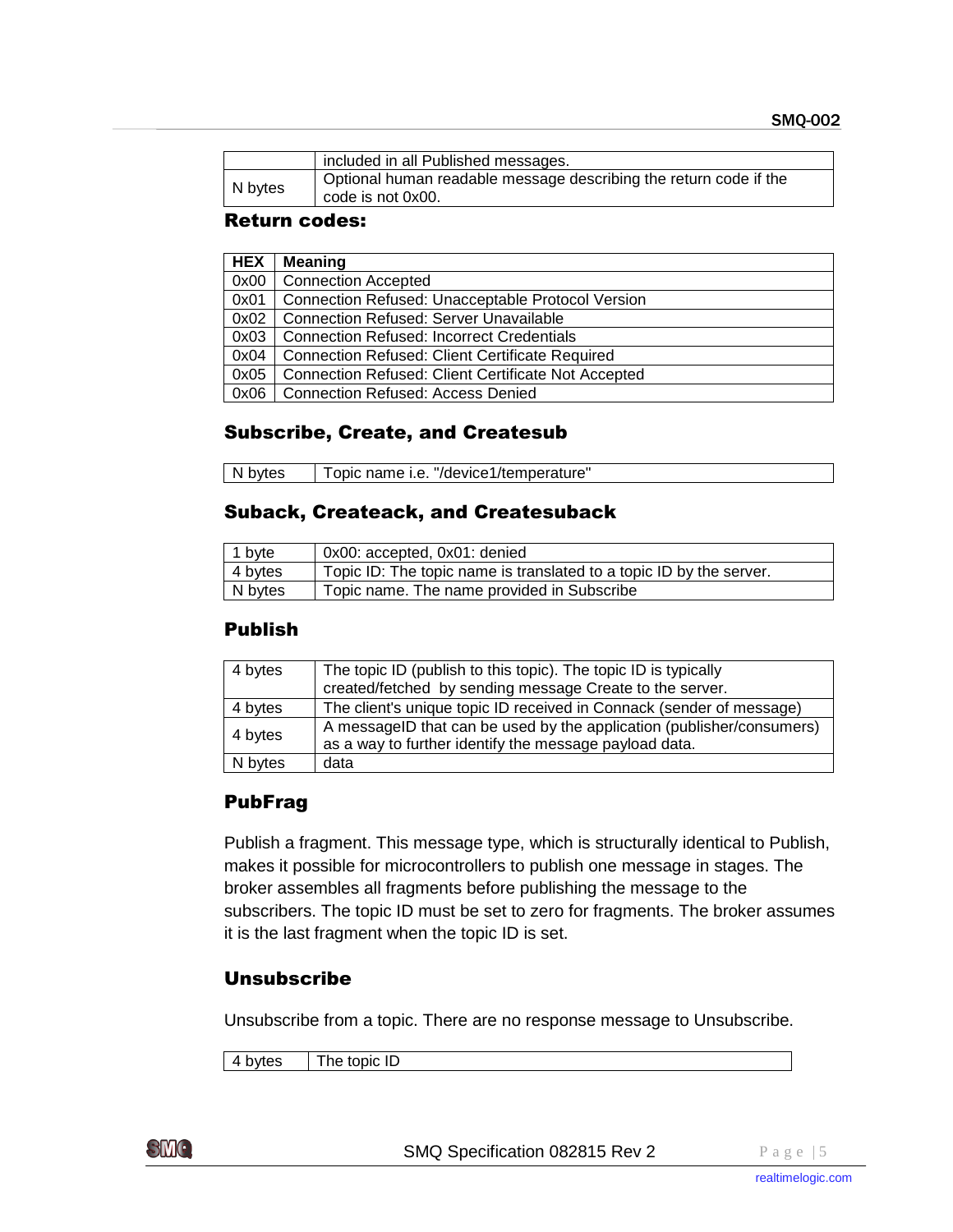| | |
|---|---|
| | included in all Published messages. |
| N bytes | Optional human readable message describing the return code if the code is not 0x00. |

### Return codes:

| HEX | Meaning |
|---|---|
| 0x00 | Connection Accepted |
| 0x01 | Connection Refused: Unacceptable Protocol Version |
| 0x02 | Connection Refused: Server Unavailable |
| 0x03 | Connection Refused: Incorrect Credentials |
| 0x04 | Connection Refused: Client Certificate Required |
| 0x05 | Connection Refused: Client Certificate Not Accepted |
| 0x06 | Connection Refused: Access Denied |

### Subscribe, Create, and Createsub

| | |
|---|---|
| N bytes | Topic name i.e. "/device1/temperature" |

### Suback, Createack, and Createsuback

| | |
|---|---|
| 1 byte | 0x00: accepted, 0x01: denied |
| 4 bytes | Topic ID: The topic name is translated to a topic ID by the server. |
| N bytes | Topic name. The name provided in Subscribe |

### Publish

| | |
|---|---|
| 4 bytes | The topic ID (publish to this topic). The topic ID is typically created/fetched by sending message Create to the server. |
| 4 bytes | The client's unique topic ID received in Connack (sender of message) |
| 4 bytes | A messageID that can be used by the application (publisher/consumers) as a way to further identify the message payload data. |
| N bytes | data |

### PubFrag

Publish a fragment. This message type, which is structurally identical to Publish, makes it possible for microcontrollers to publish one message in stages. The broker assembles all fragments before publishing the message to the subscribers. The topic ID must be set to zero for fragments. The broker assumes it is the last fragment when the topic ID is set.

### Unsubscribe

Unsubscribe from a topic. There are no response message to Unsubscribe.

| | |
|---|---|
| 4 bytes | The topic ID |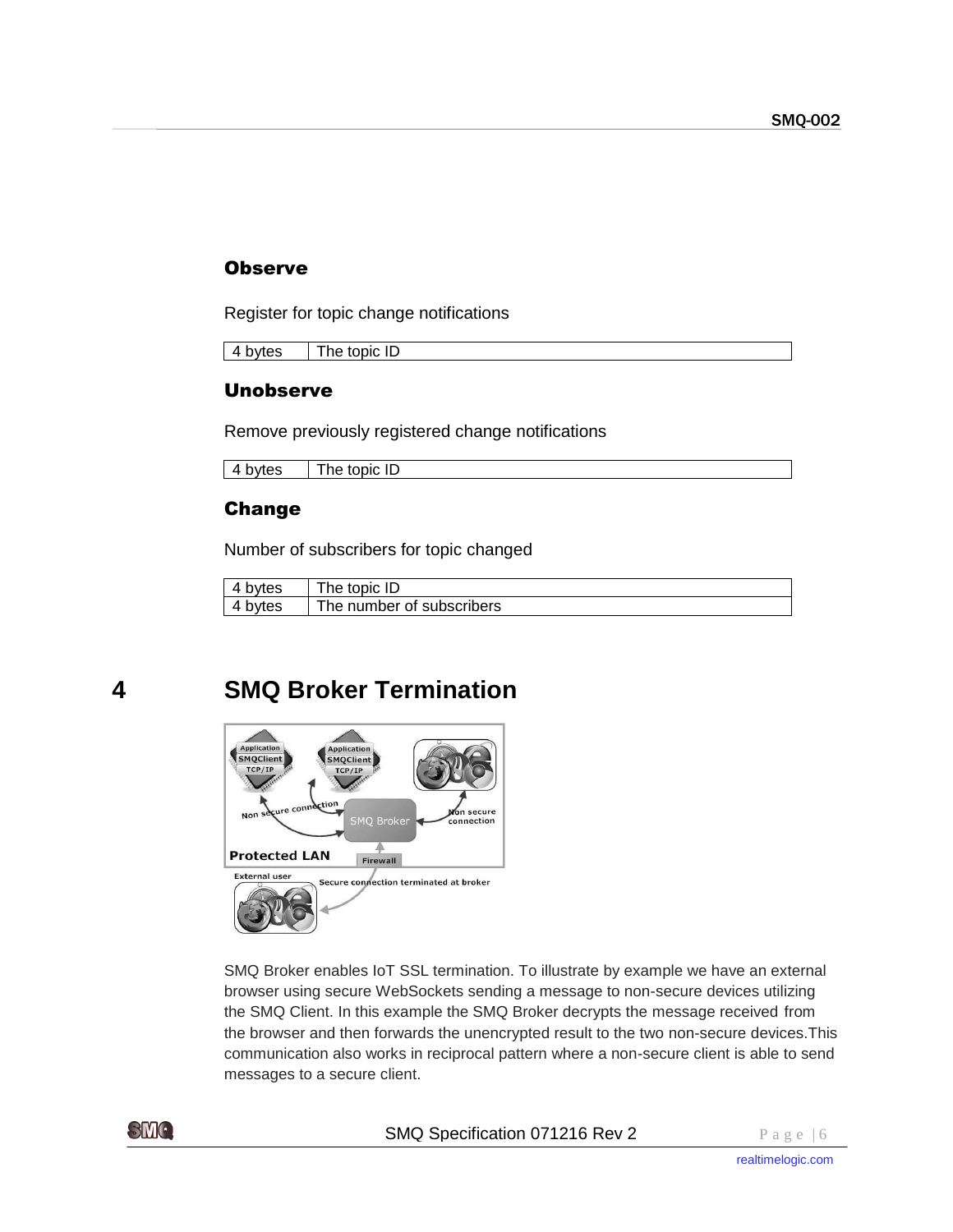### Observe

Register for topic change notifications

| | |
|---|---|
| 4 bytes | The topic ID |

### Unobserve

Remove previously registered change notifications

| | |
|---|---|
| 4 bytes | The topic ID |

### Change

Number of subscribers for topic changed

| | |
|---|---|
| 4 bytes | The topic ID |
| 4 bytes | The number of subscribers |

# 4 SMQ Broker Termination

Application
SMQClient
TCP/IP

Application
SMQClient
TCP/IP

Non secure connection

SMQ Broker

Non secure connection

Protected LAN

Firewall

External user

Secure connection terminated at broker

SMQ Broker enables IoT SSL termination. To illustrate by example we have an external browser using secure WebSockets sending a message to non-secure devices utilizing the SMQ Client. In this example the SMQ Broker decrypts the message received from the browser and then forwards the unencrypted result to the two non-secure devices.This communication also works in reciprocal pattern where a non-secure client is able to send messages to a secure client.